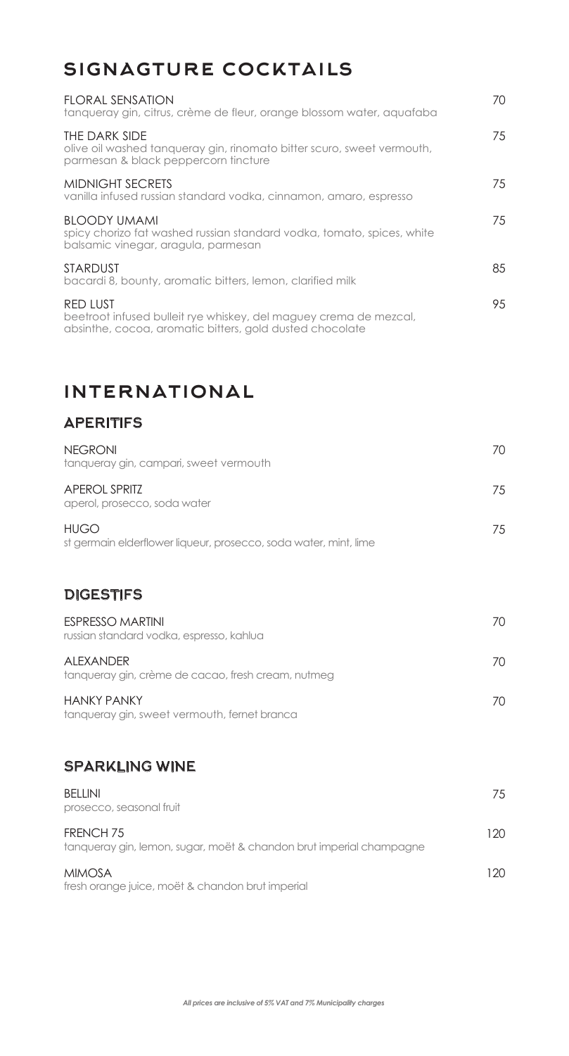# SIGNAGTURE COCKTAILS

| | |
|---|---|
| FLORAL SENSATION<br>tanqueray gin, citrus, crème de fleur, orange blossom water, aquafaba | 70 |
| THE DARK SIDE<br>olive oil washed tanqueray gin, rinomato bitter scuro, sweet vermouth, parmesan & black peppercorn tincture | 75 |
| MIDNIGHT SECRETS<br>vanilla infused russian standard vodka, cinnamon, amaro, espresso | 75 |
| BLOODY UMAMI<br>spicy chorizo fat washed russian standard vodka, tomato, spices, white balsamic vinegar, aragula, parmesan | 75 |
| STARDUST<br>bacardi 8, bounty, aromatic bitters, lemon, clarified milk | 85 |
| RED LUST<br>beetroot infused bulleit rye whiskey, del maguey crema de mezcal, absinthe, cocoa, aromatic bitters, gold dusted chocolate | 95 |

# INTERNATIONAL

## APERITIFS

| | |
|---|---|
| NEGRONI<br>tanqueray gin, campari, sweet vermouth | 70 |
| APEROL SPRITZ<br>aperol, prosecco, soda water | 75 |
| HUGO<br>st germain elderflower liqueur, prosecco, soda water, mint, lime | 75 |

## DIGESTIFS

| | |
|---|---|
| ESPRESSO MARTINI<br>russian standard vodka, espresso, kahlua | 70 |
| ALEXANDER<br>tanqueray gin, crème de cacao, fresh cream, nutmeg | 70 |
| HANKY PANKY<br>tanqueray gin, sweet vermouth, fernet branca | 70 |

## SPARKLING WINE

| | |
|---|---|
| BELLINI<br>prosecco, seasonal fruit | 75 |
| FRENCH 75<br>tanqueray gin, lemon, sugar, moët & chandon brut imperial champagne | 120 |
| MIMOSA<br>fresh orange juice, moët & chandon brut imperial | 120 |

*All prices are inclusive of 5% VAT and 7% Municipality charges*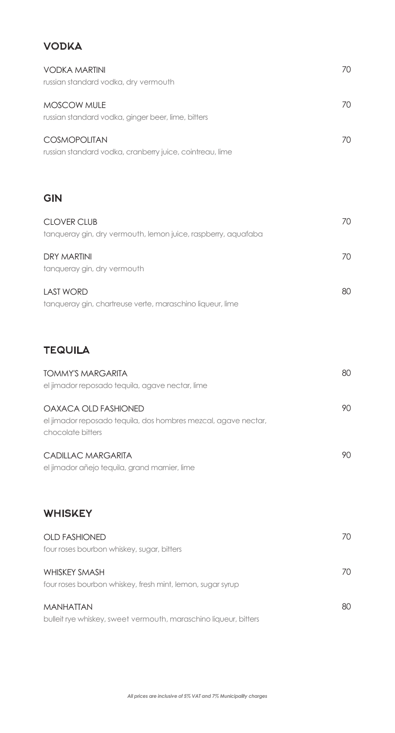## VODKA

**VODKA MARTINI** 70
russian standard vodka, dry vermouth

**MOSCOW MULE** 70
russian standard vodka, ginger beer, lime, bitters

**COSMOPOLITAN** 70
russian standard vodka, cranberry juice, cointreau, lime

## GIN

**CLOVER CLUB** 70
tanqueray gin, dry vermouth, lemon juice, raspberry, aquafaba

**DRY MARTINI** 70
tanqueray gin, dry vermouth

**LAST WORD** 80
tanqueray gin, chartreuse verte, maraschino liqueur, lime

## TEQUILA

**TOMMY'S MARGARITA** 80
el jimador reposado tequila, agave nectar, lime

**OAXACA OLD FASHIONED** 90
el jimador reposado tequila, dos hombres mezcal, agave nectar, chocolate bitters

**CADILLAC MARGARITA** 90
el jimador añejo tequila, grand marnier, lime

## WHISKEY

**OLD FASHIONED** 70
four roses bourbon whiskey, sugar, bitters

**WHISKEY SMASH** 70
four roses bourbon whiskey, fresh mint, lemon, sugar syrup

**MANHATTAN** 80
bulleit rye whiskey, sweet vermouth, maraschino liqueur, bitters

*All prices are inclusive of 5% VAT and 7% Municipality charges*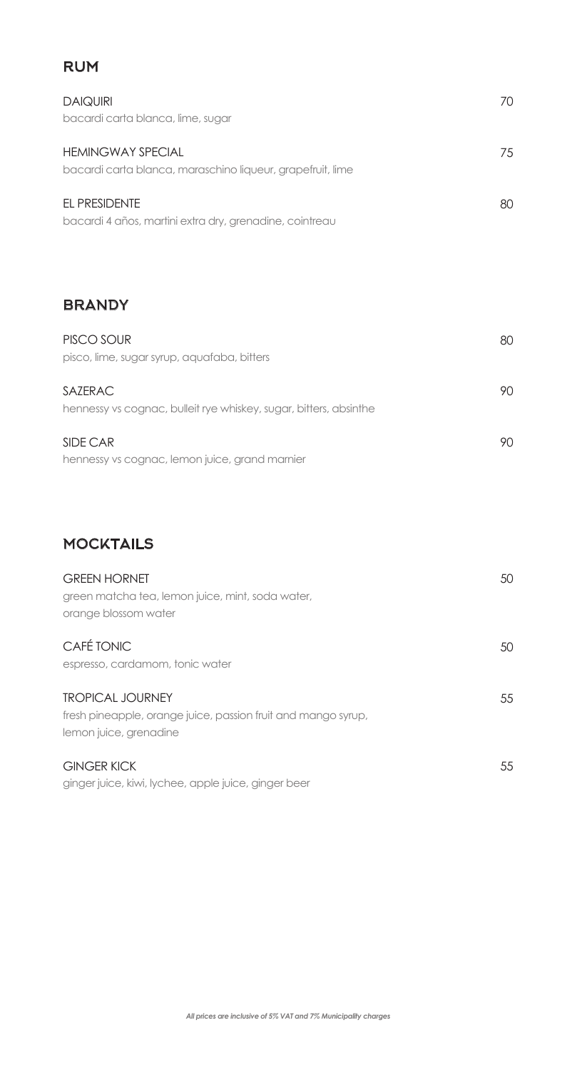## RUM

**DAIQUIRI** — 70
bacardi carta blanca, lime, sugar

**HEMINGWAY SPECIAL** — 75
bacardi carta blanca, maraschino liqueur, grapefruit, lime

**EL PRESIDENTE** — 80
bacardi 4 años, martini extra dry, grenadine, cointreau

## BRANDY

**PISCO SOUR** — 80
pisco, lime, sugar syrup, aquafaba, bitters

**SAZERAC** — 90
hennessy vs cognac, bulleit rye whiskey, sugar, bitters, absinthe

**SIDE CAR** — 90
hennessy vs cognac, lemon juice, grand marnier

## MOCKTAILS

**GREEN HORNET** — 50
green matcha tea, lemon juice, mint, soda water, orange blossom water

**CAFÉ TONIC** — 50
espresso, cardamom, tonic water

**TROPICAL JOURNEY** — 55
fresh pineapple, orange juice, passion fruit and mango syrup, lemon juice, grenadine

**GINGER KICK** — 55
ginger juice, kiwi, lychee, apple juice, ginger beer

*All prices are inclusive of 5% VAT and 7% Municipality charges*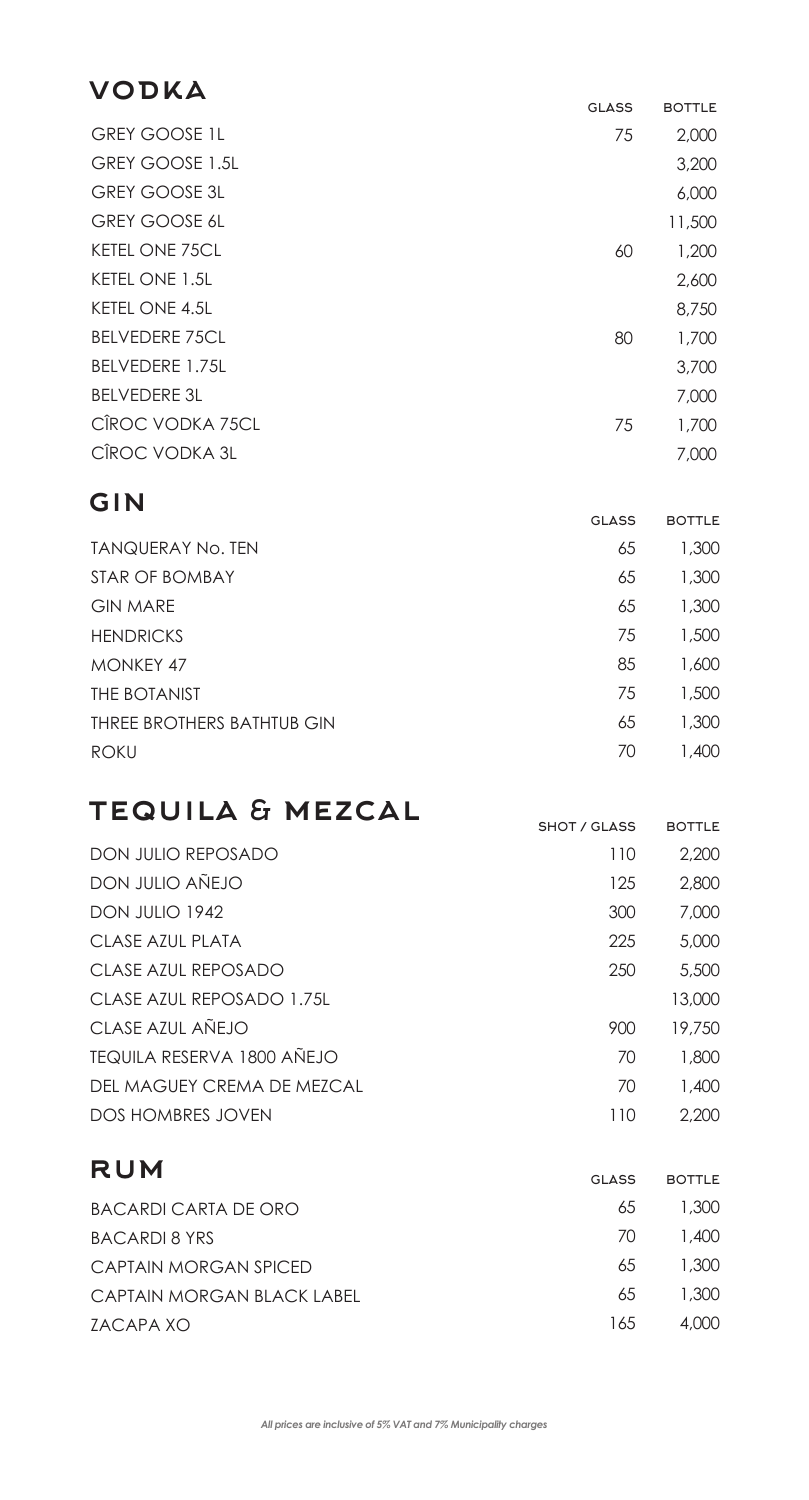## VODKA

| | GLASS | BOTTLE |
|---|---|---|
| GREY GOOSE 1L | 75 | 2,000 |
| GREY GOOSE 1.5L | | 3,200 |
| GREY GOOSE 3L | | 6,000 |
| GREY GOOSE 6L | | 11,500 |
| KETEL ONE 75CL | 60 | 1,200 |
| KETEL ONE 1.5L | | 2,600 |
| KETEL ONE 4.5L | | 8,750 |
| BELVEDERE 75CL | 80 | 1,700 |
| BELVEDERE 1.75L | | 3,700 |
| BELVEDERE 3L | | 7,000 |
| CÎROC VODKA 75CL | 75 | 1,700 |
| CÎROC VODKA 3L | | 7,000 |

## GIN

| | GLASS | BOTTLE |
|---|---|---|
| TANQUERAY No. TEN | 65 | 1,300 |
| STAR OF BOMBAY | 65 | 1,300 |
| GIN MARE | 65 | 1,300 |
| HENDRICKS | 75 | 1,500 |
| MONKEY 47 | 85 | 1,600 |
| THE BOTANIST | 75 | 1,500 |
| THREE BROTHERS BATHTUB GIN | 65 | 1,300 |
| ROKU | 70 | 1,400 |

## TEQUILA & MEZCAL

| | SHOT / GLASS | BOTTLE |
|---|---|---|
| DON JULIO REPOSADO | 110 | 2,200 |
| DON JULIO AÑEJO | 125 | 2,800 |
| DON JULIO 1942 | 300 | 7,000 |
| CLASE AZUL PLATA | 225 | 5,000 |
| CLASE AZUL REPOSADO | 250 | 5,500 |
| CLASE AZUL REPOSADO 1.75L | | 13,000 |
| CLASE AZUL AÑEJO | 900 | 19,750 |
| TEQUILA RESERVA 1800 AÑEJO | 70 | 1,800 |
| DEL MAGUEY CREMA DE MEZCAL | 70 | 1,400 |
| DOS HOMBRES JOVEN | 110 | 2,200 |

## RUM

| | GLASS | BOTTLE |
|---|---|---|
| BACARDI CARTA DE ORO | 65 | 1,300 |
| BACARDI 8 YRS | 70 | 1,400 |
| CAPTAIN MORGAN SPICED | 65 | 1,300 |
| CAPTAIN MORGAN BLACK LABEL | 65 | 1,300 |
| ZACAPA XO | 165 | 4,000 |

*All prices are inclusive of 5% VAT and 7% Municipality charges*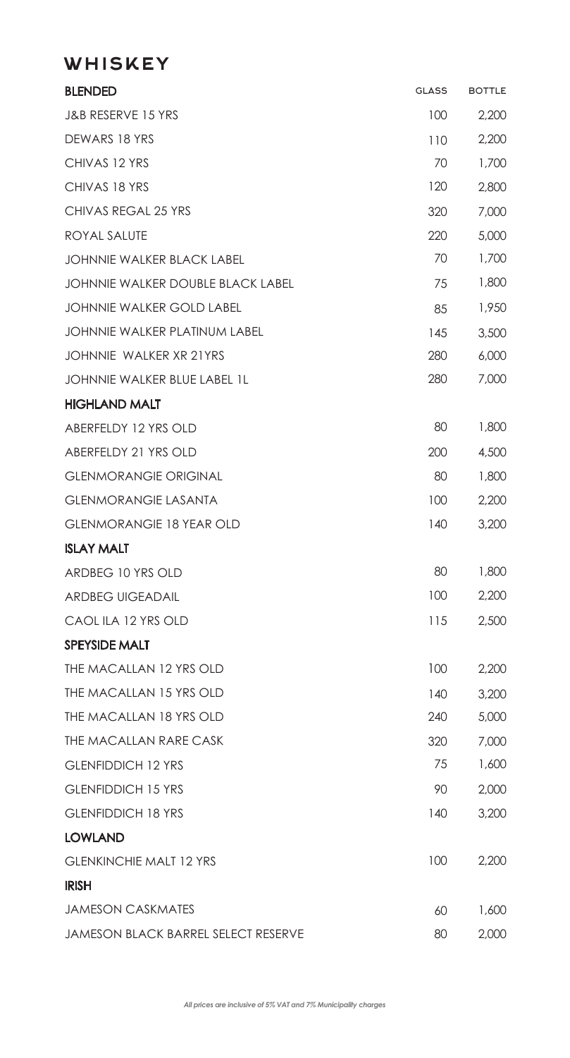# WHISKEY

| BLENDED | GLASS | BOTTLE |
| --- | --- | --- |
| J&B RESERVE 15 YRS | 100 | 2,200 |
| DEWARS 18 YRS | 110 | 2,200 |
| CHIVAS 12 YRS | 70 | 1,700 |
| CHIVAS 18 YRS | 120 | 2,800 |
| CHIVAS REGAL 25 YRS | 320 | 7,000 |
| ROYAL SALUTE | 220 | 5,000 |
| JOHNNIE WALKER BLACK LABEL | 70 | 1,700 |
| JOHNNIE WALKER DOUBLE BLACK LABEL | 75 | 1,800 |
| JOHNNIE WALKER GOLD LABEL | 85 | 1,950 |
| JOHNNIE WALKER PLATINUM LABEL | 145 | 3,500 |
| JOHNNIE WALKER XR 21YRS | 280 | 6,000 |
| JOHNNIE WALKER BLUE LABEL 1L | 280 | 7,000 |
| **HIGHLAND MALT** | | |
| ABERFELDY 12 YRS OLD | 80 | 1,800 |
| ABERFELDY 21 YRS OLD | 200 | 4,500 |
| GLENMORANGIE ORIGINAL | 80 | 1,800 |
| GLENMORANGIE LASANTA | 100 | 2,200 |
| GLENMORANGIE 18 YEAR OLD | 140 | 3,200 |
| **ISLAY MALT** | | |
| ARDBEG 10 YRS OLD | 80 | 1,800 |
| ARDBEG UIGEADAIL | 100 | 2,200 |
| CAOL ILA 12 YRS OLD | 115 | 2,500 |
| **SPEYSIDE MALT** | | |
| THE MACALLAN 12 YRS OLD | 100 | 2,200 |
| THE MACALLAN 15 YRS OLD | 140 | 3,200 |
| THE MACALLAN 18 YRS OLD | 240 | 5,000 |
| THE MACALLAN RARE CASK | 320 | 7,000 |
| GLENFIDDICH 12 YRS | 75 | 1,600 |
| GLENFIDDICH 15 YRS | 90 | 2,000 |
| GLENFIDDICH 18 YRS | 140 | 3,200 |
| **LOWLAND** | | |
| GLENKINCHIE MALT 12 YRS | 100 | 2,200 |
| **IRISH** | | |
| JAMESON CASKMATES | 60 | 1,600 |
| JAMESON BLACK BARREL SELECT RESERVE | 80 | 2,000 |

*All prices are inclusive of 5% VAT and 7% Municipality charges*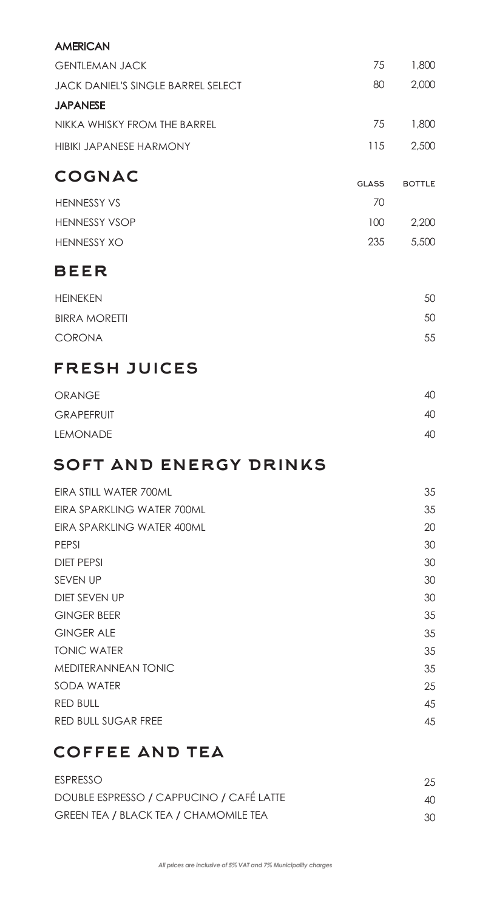### AMERICAN

| | | |
|---|---|---|
| GENTLEMAN JACK | 75 | 1,800 |
| JACK DANIEL'S SINGLE BARREL SELECT | 80 | 2,000 |

### JAPANESE

| | | |
|---|---|---|
| NIKKA WHISKY FROM THE BARREL | 75 | 1,800 |
| HIBIKI JAPANESE HARMONY | 115 | 2,500 |

## COGNAC

| | GLASS | BOTTLE |
|---|---|---|
| HENNESSY VS | 70 | |
| HENNESSY VSOP | 100 | 2,200 |
| HENNESSY XO | 235 | 5,500 |

## BEER

| | |
|---|---|
| HEINEKEN | 50 |
| BIRRA MORETTI | 50 |
| CORONA | 55 |

## FRESH JUICES

| | |
|---|---|
| ORANGE | 40 |
| GRAPEFRUIT | 40 |
| LEMONADE | 40 |

## SOFT AND ENERGY DRINKS

| | |
|---|---|
| EIRA STILL WATER 700ML | 35 |
| EIRA SPARKLING WATER 700ML | 35 |
| EIRA SPARKLING WATER 400ML | 20 |
| PEPSI | 30 |
| DIET PEPSI | 30 |
| SEVEN UP | 30 |
| DIET SEVEN UP | 30 |
| GINGER BEER | 35 |
| GINGER ALE | 35 |
| TONIC WATER | 35 |
| MEDITERANNEAN TONIC | 35 |
| SODA WATER | 25 |
| RED BULL | 45 |
| RED BULL SUGAR FREE | 45 |

## COFFEE AND TEA

| | |
|---|---|
| ESPRESSO | 25 |
| DOUBLE ESPRESSO / CAPPUCINO / CAFÉ LATTE | 40 |
| GREEN TEA / BLACK TEA / CHAMOMILE TEA | 30 |

*All prices are inclusive of 5% VAT and 7% Municipality charges*